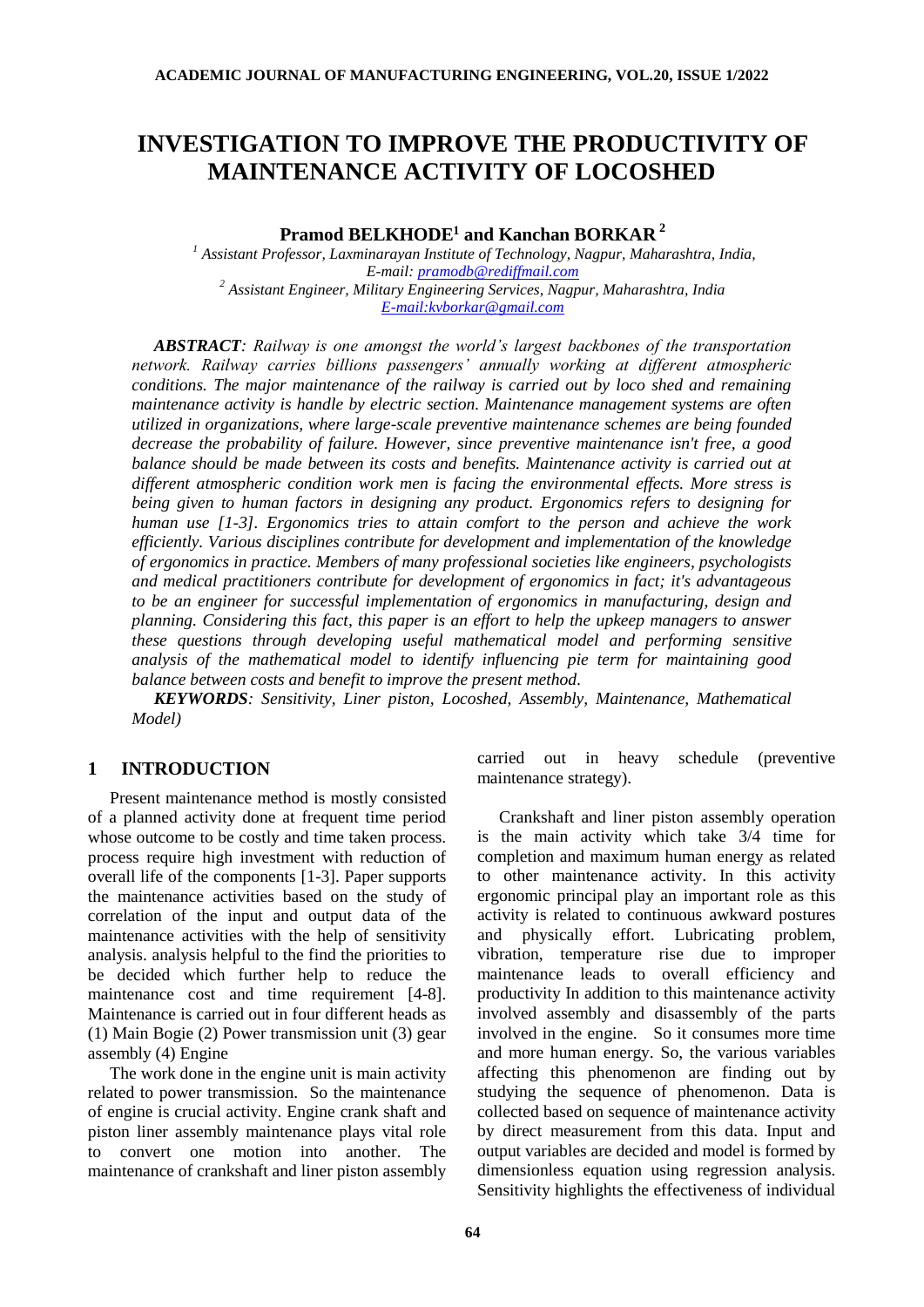# INVESTIGATION TO IMPROVE THE PRODUCTIVITY OF MAINTENANCE ACTIVITY OF LOCOSHED

**Pramod BELKHODE[1] and Kanchan BORKAR[2]**

[1] *Assistant Professor, Laxminarayan Institute of Technology, Nagpur, Maharashtra, India, E-mail: pramodb@rediffmail.com*
[2] *Assistant Engineer, Military Engineering Services, Nagpur, Maharashtra, India E-mail:kvborkar@gmail.com*

***ABSTRACT****: Railway is one amongst the world's largest backbones of the transportation network. Railway carries billions passengers' annually working at different atmospheric conditions. The major maintenance of the railway is carried out by loco shed and remaining maintenance activity is handle by electric section. Maintenance management systems are often utilized in organizations, where large-scale preventive maintenance schemes are being founded decrease the probability of failure. However, since preventive maintenance isn't free, a good balance should be made between its costs and benefits. Maintenance activity is carried out at different atmospheric condition work men is facing the environmental effects. More stress is being given to human factors in designing any product. Ergonomics refers to designing for human use [1-3]. Ergonomics tries to attain comfort to the person and achieve the work efficiently. Various disciplines contribute for development and implementation of the knowledge of ergonomics in practice. Members of many professional societies like engineers, psychologists and medical practitioners contribute for development of ergonomics in fact; it's advantageous to be an engineer for successful implementation of ergonomics in manufacturing, design and planning. Considering this fact, this paper is an effort to help the upkeep managers to answer these questions through developing useful mathematical model and performing sensitive analysis of the mathematical model to identify influencing pie term for maintaining good balance between costs and benefit to improve the present method.*

***KEYWORDS****: Sensitivity, Liner piston, Locoshed, Assembly, Maintenance, Mathematical Model)*

## 1 INTRODUCTION

Present maintenance method is mostly consisted of a planned activity done at frequent time period whose outcome to be costly and time taken process. process require high investment with reduction of overall life of the components [1-3]. Paper supports the maintenance activities based on the study of correlation of the input and output data of the maintenance activities with the help of sensitivity analysis. analysis helpful to the find the priorities to be decided which further help to reduce the maintenance cost and time requirement [4-8]. Maintenance is carried out in four different heads as (1) Main Bogie (2) Power transmission unit (3) gear assembly (4) Engine

The work done in the engine unit is main activity related to power transmission. So the maintenance of engine is crucial activity. Engine crank shaft and piston liner assembly maintenance plays vital role to convert one motion into another. The maintenance of crankshaft and liner piston assembly carried out in heavy schedule (preventive maintenance strategy).

Crankshaft and liner piston assembly operation is the main activity which take 3/4 time for completion and maximum human energy as related to other maintenance activity. In this activity ergonomic principal play an important role as this activity is related to continuous awkward postures and physically effort. Lubricating problem, vibration, temperature rise due to improper maintenance leads to overall efficiency and productivity In addition to this maintenance activity involved assembly and disassembly of the parts involved in the engine. So it consumes more time and more human energy. So, the various variables affecting this phenomenon are finding out by studying the sequence of phenomenon. Data is collected based on sequence of maintenance activity by direct measurement from this data. Input and output variables are decided and model is formed by dimensionless equation using regression analysis. Sensitivity highlights the effectiveness of individual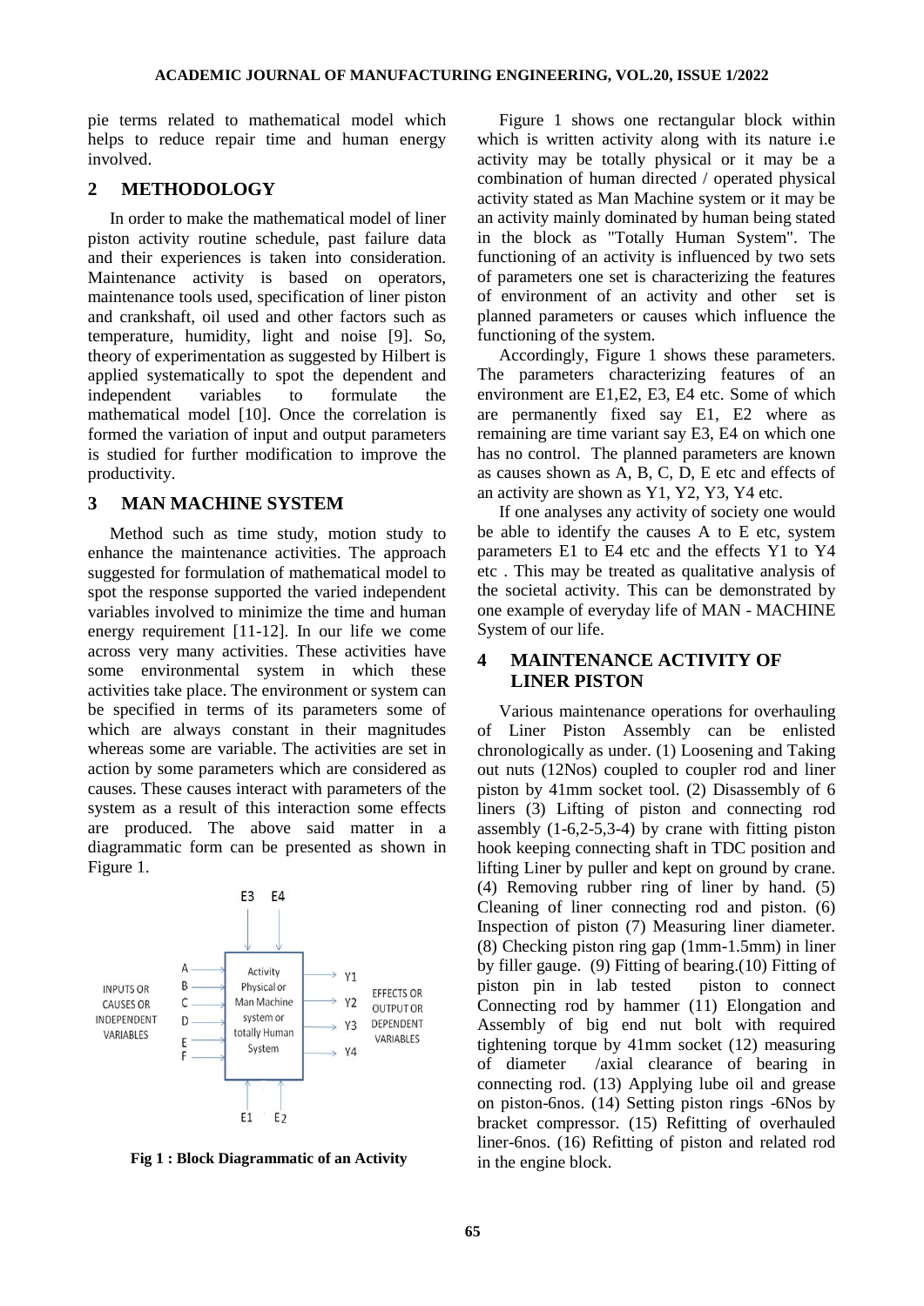pie terms related to mathematical model which helps to reduce repair time and human energy involved.

## 2 METHODOLOGY

In order to make the mathematical model of liner piston activity routine schedule, past failure data and their experiences is taken into consideration. Maintenance activity is based on operators, maintenance tools used, specification of liner piston and crankshaft, oil used and other factors such as temperature, humidity, light and noise [9]. So, theory of experimentation as suggested by Hilbert is applied systematically to spot the dependent and independent variables to formulate the mathematical model [10]. Once the correlation is formed the variation of input and output parameters is studied for further modification to improve the productivity.

## 3 MAN MACHINE SYSTEM

Method such as time study, motion study to enhance the maintenance activities. The approach suggested for formulation of mathematical model to spot the response supported the varied independent variables involved to minimize the time and human energy requirement [11-12]. In our life we come across very many activities. These activities have some environmental system in which these activities take place. The environment or system can be specified in terms of its parameters some of which are always constant in their magnitudes whereas some are variable. The activities are set in action by some parameters which are considered as causes. These causes interact with parameters of the system as a result of this interaction some effects are produced. The above said matter in a diagrammatic form can be presented as shown in Figure 1.

**Fig 1 : Block Diagrammatic of an Activity**

Figure 1 shows one rectangular block within which is written activity along with its nature i.e activity may be totally physical or it may be a combination of human directed / operated physical activity stated as Man Machine system or it may be an activity mainly dominated by human being stated in the block as "Totally Human System". The functioning of an activity is influenced by two sets of parameters one set is characterizing the features of environment of an activity and other set is planned parameters or causes which influence the functioning of the system.

Accordingly, Figure 1 shows these parameters. The parameters characterizing features of an environment are E1,E2, E3, E4 etc. Some of which are permanently fixed say E1, E2 where as remaining are time variant say E3, E4 on which one has no control. The planned parameters are known as causes shown as A, B, C, D, E etc and effects of an activity are shown as Y1, Y2, Y3, Y4 etc.

If one analyses any activity of society one would be able to identify the causes A to E etc, system parameters E1 to E4 etc and the effects Y1 to Y4 etc . This may be treated as qualitative analysis of the societal activity. This can be demonstrated by one example of everyday life of MAN - MACHINE System of our life.

## 4 MAINTENANCE ACTIVITY OF LINER PISTON

Various maintenance operations for overhauling of Liner Piston Assembly can be enlisted chronologically as under. (1) Loosening and Taking out nuts (12Nos) coupled to coupler rod and liner piston by 41mm socket tool. (2) Disassembly of 6 liners (3) Lifting of piston and connecting rod assembly (1-6,2-5,3-4) by crane with fitting piston hook keeping connecting shaft in TDC position and lifting Liner by puller and kept on ground by crane. (4) Removing rubber ring of liner by hand. (5) Cleaning of liner connecting rod and piston. (6) Inspection of piston (7) Measuring liner diameter. (8) Checking piston ring gap (1mm-1.5mm) in liner by filler gauge. (9) Fitting of bearing.(10) Fitting of piston pin in lab tested piston to connect Connecting rod by hammer (11) Elongation and Assembly of big end nut bolt with required tightening torque by 41mm socket (12) measuring of diameter /axial clearance of bearing in connecting rod. (13) Applying lube oil and grease on piston-6nos. (14) Setting piston rings -6Nos by bracket compressor. (15) Refitting of overhauled liner-6nos. (16) Refitting of piston and related rod in the engine block.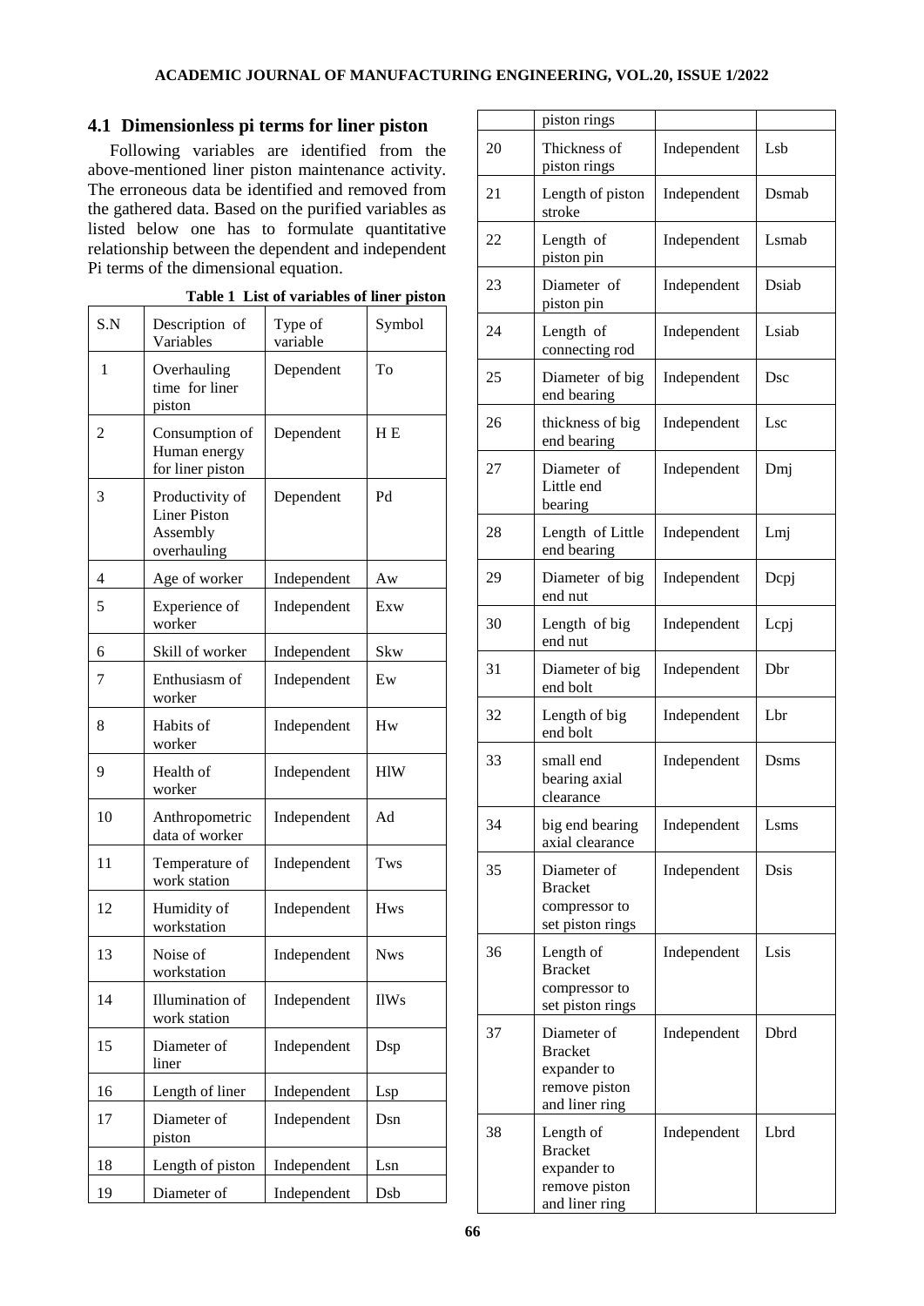## 4.1 Dimensionless pi terms for liner piston

Following variables are identified from the above-mentioned liner piston maintenance activity. The erroneous data be identified and removed from the gathered data. Based on the purified variables as listed below one has to formulate quantitative relationship between the dependent and independent Pi terms of the dimensional equation.

**Table 1 List of variables of liner piston**

| S.N | Description of Variables | Type of variable | Symbol |
|---|---|---|---|
| 1 | Overhauling time for liner piston | Dependent | To |
| 2 | Consumption of Human energy for liner piston | Dependent | H E |
| 3 | Productivity of Liner Piston Assembly overhauling | Dependent | Pd |
| 4 | Age of worker | Independent | Aw |
| 5 | Experience of worker | Independent | Exw |
| 6 | Skill of worker | Independent | Skw |
| 7 | Enthusiasm of worker | Independent | Ew |
| 8 | Habits of worker | Independent | Hw |
| 9 | Health of worker | Independent | HlW |
| 10 | Anthropometric data of worker | Independent | Ad |
| 11 | Temperature of work station | Independent | Tws |
| 12 | Humidity of workstation | Independent | Hws |
| 13 | Noise of workstation | Independent | Nws |
| 14 | Illumination of work station | Independent | IlWs |
| 15 | Diameter of liner | Independent | Dsp |
| 16 | Length of liner | Independent | Lsp |
| 17 | Diameter of piston | Independent | Dsn |
| 18 | Length of piston | Independent | Lsn |
| 19 | Diameter of piston rings | Independent | Dsb |
| 20 | Thickness of piston rings | Independent | Lsb |
| 21 | Length of piston stroke | Independent | Dsmab |
| 22 | Length of piston pin | Independent | Lsmab |
| 23 | Diameter of piston pin | Independent | Dsiab |
| 24 | Length of connecting rod | Independent | Lsiab |
| 25 | Diameter of big end bearing | Independent | Dsc |
| 26 | thickness of big end bearing | Independent | Lsc |
| 27 | Diameter of Little end bearing | Independent | Dmj |
| 28 | Length of Little end bearing | Independent | Lmj |
| 29 | Diameter of big end nut | Independent | Dcpj |
| 30 | Length of big end nut | Independent | Lcpj |
| 31 | Diameter of big end bolt | Independent | Dbr |
| 32 | Length of big end bolt | Independent | Lbr |
| 33 | small end bearing axial clearance | Independent | Dsms |
| 34 | big end bearing axial clearance | Independent | Lsms |
| 35 | Diameter of Bracket compressor to set piston rings | Independent | Dsis |
| 36 | Length of Bracket compressor to set piston rings | Independent | Lsis |
| 37 | Diameter of Bracket expander to remove piston and liner ring | Independent | Dbrd |
| 38 | Length of Bracket expander to remove piston and liner ring | Independent | Lbrd |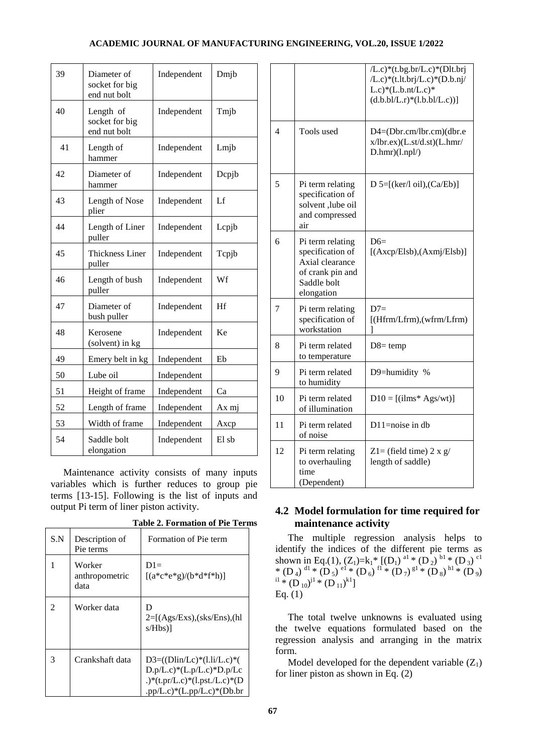| 39 | Diameter of socket for big end nut bolt | Independent | Dmjb |
|---|---|---|---|
| 40 | Length of socket for big end nut bolt | Independent | Tmjb |
| 41 | Length of hammer | Independent | Lmjb |
| 42 | Diameter of hammer | Independent | Dcpjb |
| 43 | Length of Nose plier | Independent | Lf |
| 44 | Length of Liner puller | Independent | Lcpjb |
| 45 | Thickness Liner puller | Independent | Tcpjb |
| 46 | Length of bush puller | Independent | Wf |
| 47 | Diameter of bush puller | Independent | Hf |
| 48 | Kerosene (solvent) in kg | Independent | Ke |
| 49 | Emery belt in kg | Independent | Eb |
| 50 | Lube oil | Independent | |
| 51 | Height of frame | Independent | Ca |
| 52 | Length of frame | Independent | Ax mj |
| 53 | Width of frame | Independent | Axcp |
| 54 | Saddle bolt elongation | Independent | El sb |

Maintenance activity consists of many inputs variables which is further reduces to group pie terms [13-15]. Following is the list of inputs and output Pi term of liner piston activity.

**Table 2. Formation of Pie Terms**

| S.N | Description of Pie terms | Formation of Pie term |
|---|---|---|
| 1 | Worker anthropometric data | D1= [(a*c*e*g)/(b*d*f*h)] |
| 2 | Worker data | D 2=[(Ags/Exs),(sks/Ens),(hls/Hbs)] |
| 3 | Crankshaft data | D3=((Dlin/Lc)*(l.li/L.c)*(D.p/L.c)*(L.p/L.c)*D.p/Lc.)*(t.pr/L.c)*(l.pst./L.c)*(D.pp/L.c)*(L.pp/L.c)*(Db.br/L.c)*(t.bg.br/L.c)*(Dlt.brj/L.c)*(t.lt.brj/L.c)*(D.b.nj/L.c)*(L.b.nt/L.c)*(d.b.bl/L.r)*(l.b.bl/L.c))] |
| 4 | Tools used | D4=(Dbr.cm/lbr.cm)(dbr.ex/lbr.ex)(L.st/d.st)(L.hmr/D.hmr)(l.npl/) |
| 5 | Pi term relating specification of solvent ,lube oil and compressed air | D 5=[(ker/l oil),(Ca/Eb)] |
| 6 | Pi term relating specification of Axial clearance of crank pin and Saddle bolt elongation | D6= [(Axcp/Elsb),(Axmj/Elsb)] |
| 7 | Pi term relating specification of workstation | D7= [(Hfrm/Lfrm),(wfrm/Lfrm)] |
| 8 | Pi term related to temperature | D8= temp |
| 9 | Pi term related to humidity | D9=humidity % |
| 10 | Pi term related of illumination | D10 = [(ilms* Ags/wt)] |
| 11 | Pi term related of noise | D11=noise in db |
| 12 | Pi term relating to overhauling time (Dependent) | Z1= (field time) 2 x g/ length of saddle) |

## 4.2 Model formulation for time required for maintenance activity

The multiple regression analysis helps to identify the indices of the different pie terms as shown in Eq.(1),

$$(Z_1)=k_1* [(D_1)^{a1} * (D_2)^{b1} * (D_3)^{c1} * (D_4)^{d1} * (D_5)^{e1} * (D_6)^{f1} * (D_7)^{g1} * (D_8)^{h1} * (D_9)^{i1} * (D_{10})^{j1} * (D_{11})^{k1}] \quad \text{Eq. (1)}$$

The total twelve unknowns is evaluated using the twelve equations formulated based on the regression analysis and arranging in the matrix form.

Model developed for the dependent variable ($Z_1$) for liner piston as shown in Eq. (2)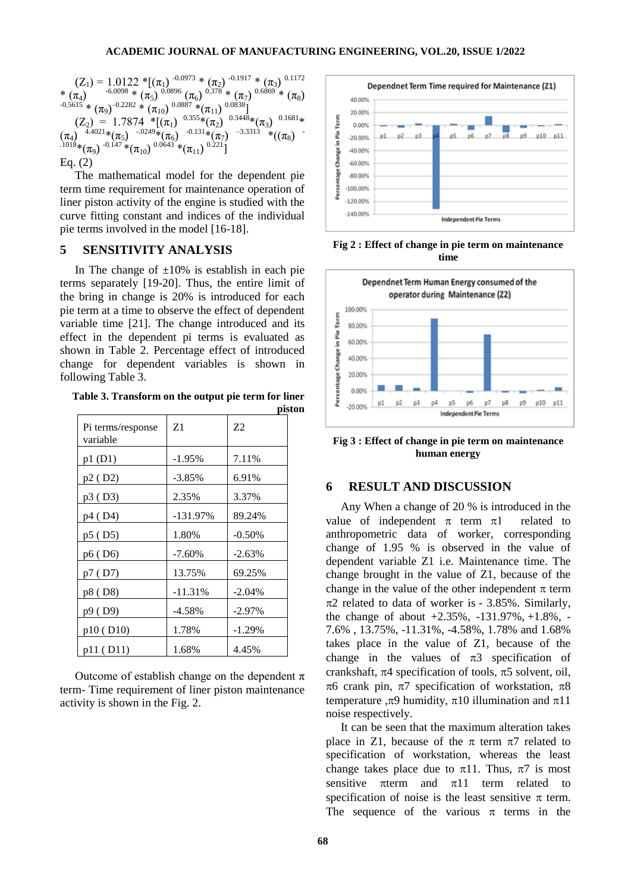$$(Z_1) = 1.0122 *[(\pi_1)^{-0.0973} * (\pi_2)^{-0.1917} * (\pi_3)^{0.1172} * (\pi_4)^{-6.0098} * (\pi_5)^{0.0896} (\pi_6)^{0.378} * (\pi_7)^{0.6869} * (\pi_8)^{-0.5615} * (\pi_9)^{-0.2282} * (\pi_{10})^{0.0887} *(\pi_{11})^{0.0838}]$$

$$(Z_2) = 1.7874 *[(\pi_1)^{0.355}*(\pi_2)^{0.3448}*(\pi_3)^{0.1681}* (\pi_4)^{4.4021}*(\pi_5)^{-.0249}*(\pi_6)^{-0.131}*(\pi_7)^{-3.3313} *((\pi_8)^{-.1018}*(\pi_9)^{-0.147} *(\pi_{10})^{0.0643} *(\pi_{11})^{0.221}]$$

Eq. (2)

The mathematical model for the dependent pie term time requirement for maintenance operation of liner piston activity of the engine is studied with the curve fitting constant and indices of the individual pie terms involved in the model [16-18].

## 5 SENSITIVITY ANALYSIS

In The change of ±10% is establish in each pie terms separately [19-20]. Thus, the entire limit of the bring in change is 20% is introduced for each pie term at a time to observe the effect of dependent variable time [21]. The change introduced and its effect in the dependent pi terms is evaluated as shown in Table 2. Percentage effect of introduced change for dependent variables is shown in following Table 3.

**Table 3. Transform on the output pie term for liner piston**

| Pi terms/response variable | Z1 | Z2 |
|---|---|---|
| p1 (D1) | -1.95% | 7.11% |
| p2 ( D2) | -3.85% | 6.91% |
| p3 ( D3) | 2.35% | 3.37% |
| p4 ( D4) | -131.97% | 89.24% |
| p5 ( D5) | 1.80% | -0.50% |
| p6 ( D6) | -7.60% | -2.63% |
| p7 ( D7) | 13.75% | 69.25% |
| p8 ( D8) | -11.31% | -2.04% |
| p9 ( D9) | -4.58% | -2.97% |
| p10 ( D10) | 1.78% | -1.29% |
| p11 ( D11) | 1.68% | 4.45% |

Outcome of establish change on the dependent π term- Time requirement of liner piston maintenance activity is shown in the Fig. 2.

**Fig 2 : Effect of change in pie term on maintenance time**

**Fig 3 : Effect of change in pie term on maintenance human energy**

## 6 RESULT AND DISCUSSION

Any When a change of 20 % is introduced in the value of independent π term π1 related to anthropometric data of worker, corresponding change of 1.95 % is observed in the value of dependent variable Z1 i.e. Maintenance time. The change brought in the value of Z1, because of the change in the value of the other independent π term π2 related to data of worker is - 3.85%. Similarly, the change of about +2.35%, -131.97%, +1.8%, -7.6% , 13.75%, -11.31%, -4.58%, 1.78% and 1.68% takes place in the value of Z1, because of the change in the values of π3 specification of crankshaft, π4 specification of tools, π5 solvent, oil, π6 crank pin, π7 specification of workstation, π8 temperature ,π9 humidity, π10 illumination and π11 noise respectively.

It can be seen that the maximum alteration takes place in Z1, because of the π term π7 related to specification of workstation, whereas the least change takes place due to π11. Thus, π7 is most sensitive πterm and π11 term related to specification of noise is the least sensitive π term. The sequence of the various π terms in the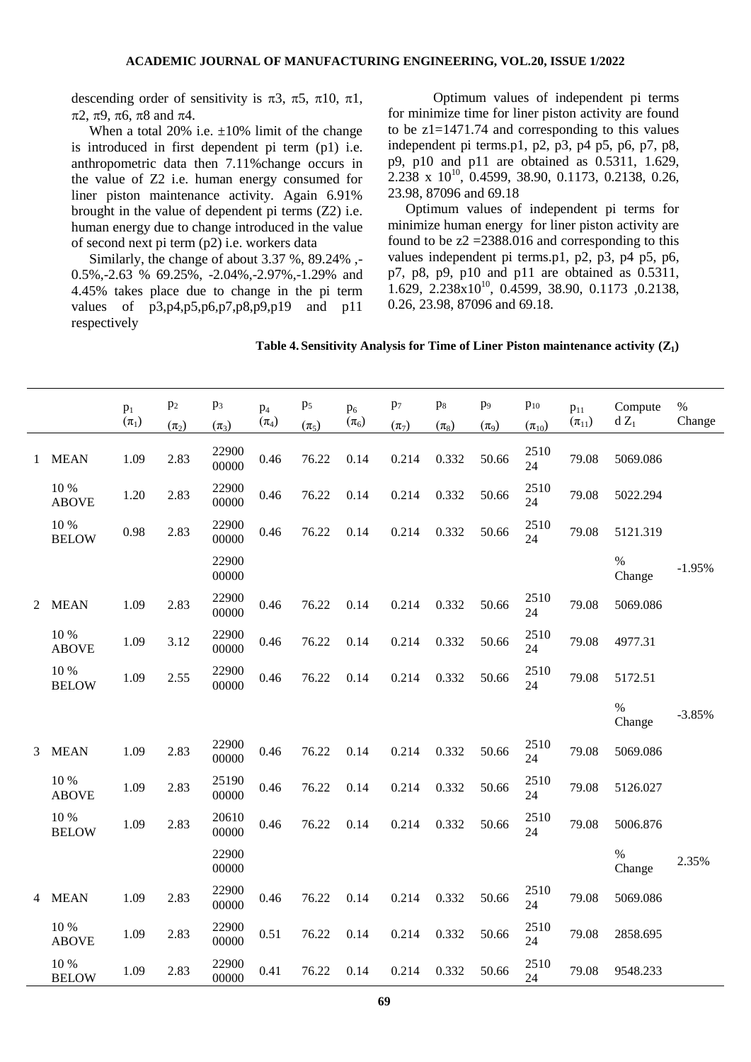descending order of sensitivity is π3, π5, π10, π1, π2, π9, π6, π8 and π4.

When a total 20% i.e. ±10% limit of the change is introduced in first dependent pi term (p1) i.e. anthropometric data then 7.11%change occurs in the value of Z2 i.e. human energy consumed for liner piston maintenance activity. Again 6.91% brought in the value of dependent pi terms (Z2) i.e. human energy due to change introduced in the value of second next pi term (p2) i.e. workers data

Similarly, the change of about 3.37 %, 89.24% ,-0.5%,-2.63 % 69.25%, -2.04%,-2.97%,-1.29% and 4.45% takes place due to change in the pi term values of p3,p4,p5,p6,p7,p8,p9,p19 and p11 respectively

Optimum values of independent pi terms for minimize time for liner piston activity are found to be z1=1471.74 and corresponding to this values independent pi terms.p1, p2, p3, p4 p5, p6, p7, p8, p9, p10 and p11 are obtained as 0.5311, 1.629, 2.238 x $10^{10}$, 0.4599, 38.90, 0.1173, 0.2138, 0.26, 23.98, 87096 and 69.18

Optimum values of independent pi terms for minimize human energy for liner piston activity are found to be z2 =2388.016 and corresponding to this values independent pi terms.p1, p2, p3, p4 p5, p6, p7, p8, p9, p10 and p11 are obtained as 0.5311, 1.629, 2.238x$10^{10}$, 0.4599, 38.90, 0.1173 ,0.2138, 0.26, 23.98, 87096 and 69.18.

**Table 4. Sensitivity Analysis for Time of Liner Piston maintenance activity ($Z_1$)**

| | | $p_1$ ($\pi_1$) | $p_2$ ($\pi_2$) | $p_3$ ($\pi_3$) | $p_4$ ($\pi_4$) | $p_5$ ($\pi_5$) | $p_6$ ($\pi_6$) | $p_7$ ($\pi_7$) | $p_8$ ($\pi_8$) | $p_9$ ($\pi_9$) | $p_{10}$ ($\pi_{10}$) | $p_{11}$ ($\pi_{11}$) | Computed $Z_1$ | % Change |
|---|---|---|---|---|---|---|---|---|---|---|---|---|---|---|
| 1 | MEAN | 1.09 | 2.83 | 2290000000 | 0.46 | 76.22 | 0.14 | 0.214 | 0.332 | 50.66 | 251024 | 79.08 | 5069.086 | |
| | 10 % ABOVE | 1.20 | 2.83 | 2290000000 | 0.46 | 76.22 | 0.14 | 0.214 | 0.332 | 50.66 | 251024 | 79.08 | 5022.294 | |
| | 10 % BELOW | 0.98 | 2.83 | 2290000000 | 0.46 | 76.22 | 0.14 | 0.214 | 0.332 | 50.66 | 251024 | 79.08 | 5121.319 | |
| | | | | 2290000000 | | | | | | | | | % Change | -1.95% |
| 2 | MEAN | 1.09 | 2.83 | 2290000000 | 0.46 | 76.22 | 0.14 | 0.214 | 0.332 | 50.66 | 251024 | 79.08 | 5069.086 | |
| | 10 % ABOVE | 1.09 | 3.12 | 2290000000 | 0.46 | 76.22 | 0.14 | 0.214 | 0.332 | 50.66 | 251024 | 79.08 | 4977.31 | |
| | 10 % BELOW | 1.09 | 2.55 | 2290000000 | 0.46 | 76.22 | 0.14 | 0.214 | 0.332 | 50.66 | 251024 | 79.08 | 5172.51 | |
| | | | | | | | | | | | | | % Change | -3.85% |
| 3 | MEAN | 1.09 | 2.83 | 2290000000 | 0.46 | 76.22 | 0.14 | 0.214 | 0.332 | 50.66 | 251024 | 79.08 | 5069.086 | |
| | 10 % ABOVE | 1.09 | 2.83 | 2519000000 | 0.46 | 76.22 | 0.14 | 0.214 | 0.332 | 50.66 | 251024 | 79.08 | 5126.027 | |
| | 10 % BELOW | 1.09 | 2.83 | 2061000000 | 0.46 | 76.22 | 0.14 | 0.214 | 0.332 | 50.66 | 251024 | 79.08 | 5006.876 | |
| | | | | 2290000000 | | | | | | | | | % Change | 2.35% |
| 4 | MEAN | 1.09 | 2.83 | 2290000000 | 0.46 | 76.22 | 0.14 | 0.214 | 0.332 | 50.66 | 251024 | 79.08 | 5069.086 | |
| | 10 % ABOVE | 1.09 | 2.83 | 2290000000 | 0.51 | 76.22 | 0.14 | 0.214 | 0.332 | 50.66 | 251024 | 79.08 | 2858.695 | |
| | 10 % BELOW | 1.09 | 2.83 | 2290000000 | 0.41 | 76.22 | 0.14 | 0.214 | 0.332 | 50.66 | 251024 | 79.08 | 9548.233 | |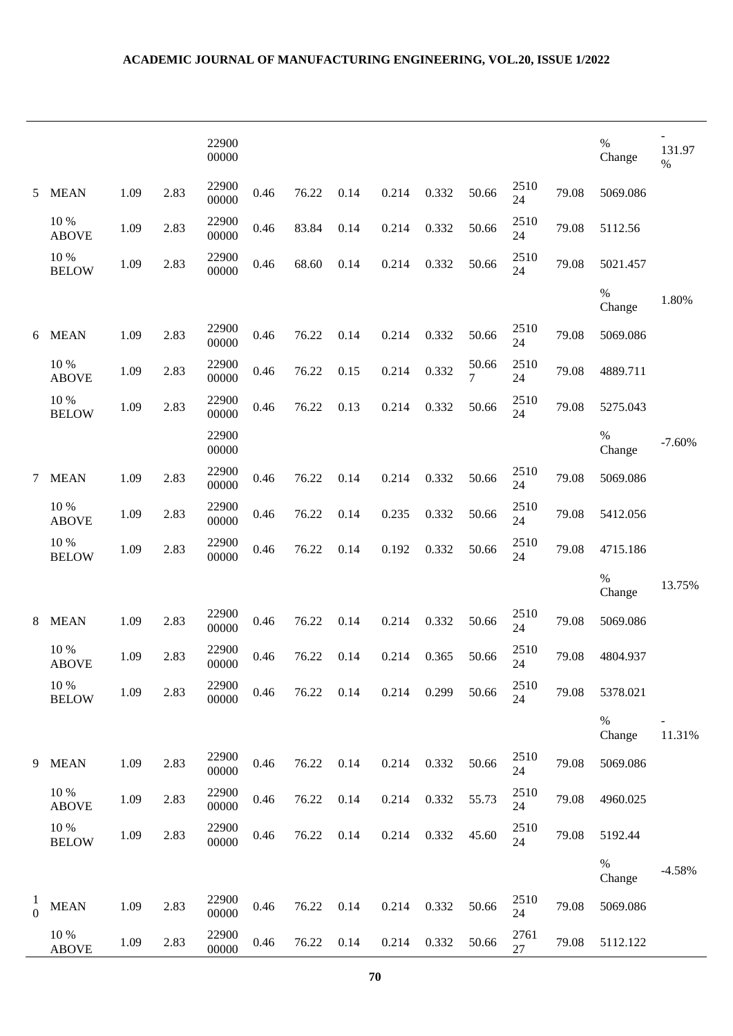| | | | | | | | | | | | | | | |
|---|---|---|---|---|---|---|---|---|---|---|---|---|---|---|
| | | | | 2290000000 | | | | | | | | | % Change | -131.97 % |
| 5 | MEAN | 1.09 | 2.83 | 2290000000 | 0.46 | 76.22 | 0.14 | 0.214 | 0.332 | 50.66 | 251024 | 79.08 | 5069.086 | |
| | 10 % ABOVE | 1.09 | 2.83 | 2290000000 | 0.46 | 83.84 | 0.14 | 0.214 | 0.332 | 50.66 | 251024 | 79.08 | 5112.56 | |
| | 10 % BELOW | 1.09 | 2.83 | 2290000000 | 0.46 | 68.60 | 0.14 | 0.214 | 0.332 | 50.66 | 251024 | 79.08 | 5021.457 | |
| | | | | | | | | | | | | | % Change | 1.80% |
| 6 | MEAN | 1.09 | 2.83 | 2290000000 | 0.46 | 76.22 | 0.14 | 0.214 | 0.332 | 50.66 | 251024 | 79.08 | 5069.086 | |
| | 10 % ABOVE | 1.09 | 2.83 | 2290000000 | 0.46 | 76.22 | 0.15 | 0.214 | 0.332 | 50.667 | 251024 | 79.08 | 4889.711 | |
| | 10 % BELOW | 1.09 | 2.83 | 2290000000 | 0.46 | 76.22 | 0.13 | 0.214 | 0.332 | 50.66 | 251024 | 79.08 | 5275.043 | |
| | | | | 2290000000 | | | | | | | | | % Change | -7.60% |
| 7 | MEAN | 1.09 | 2.83 | 2290000000 | 0.46 | 76.22 | 0.14 | 0.214 | 0.332 | 50.66 | 251024 | 79.08 | 5069.086 | |
| | 10 % ABOVE | 1.09 | 2.83 | 2290000000 | 0.46 | 76.22 | 0.14 | 0.235 | 0.332 | 50.66 | 251024 | 79.08 | 5412.056 | |
| | 10 % BELOW | 1.09 | 2.83 | 2290000000 | 0.46 | 76.22 | 0.14 | 0.192 | 0.332 | 50.66 | 251024 | 79.08 | 4715.186 | |
| | | | | | | | | | | | | | % Change | 13.75% |
| 8 | MEAN | 1.09 | 2.83 | 2290000000 | 0.46 | 76.22 | 0.14 | 0.214 | 0.332 | 50.66 | 251024 | 79.08 | 5069.086 | |
| | 10 % ABOVE | 1.09 | 2.83 | 2290000000 | 0.46 | 76.22 | 0.14 | 0.214 | 0.365 | 50.66 | 251024 | 79.08 | 4804.937 | |
| | 10 % BELOW | 1.09 | 2.83 | 2290000000 | 0.46 | 76.22 | 0.14 | 0.214 | 0.299 | 50.66 | 251024 | 79.08 | 5378.021 | |
| | | | | | | | | | | | | | % Change | -11.31% |
| 9 | MEAN | 1.09 | 2.83 | 2290000000 | 0.46 | 76.22 | 0.14 | 0.214 | 0.332 | 50.66 | 251024 | 79.08 | 5069.086 | |
| | 10 % ABOVE | 1.09 | 2.83 | 2290000000 | 0.46 | 76.22 | 0.14 | 0.214 | 0.332 | 55.73 | 251024 | 79.08 | 4960.025 | |
| | 10 % BELOW | 1.09 | 2.83 | 2290000000 | 0.46 | 76.22 | 0.14 | 0.214 | 0.332 | 45.60 | 251024 | 79.08 | 5192.44 | |
| | | | | | | | | | | | | | % Change | -4.58% |
| 10 | MEAN | 1.09 | 2.83 | 2290000000 | 0.46 | 76.22 | 0.14 | 0.214 | 0.332 | 50.66 | 251024 | 79.08 | 5069.086 | |
| | 10 % ABOVE | 1.09 | 2.83 | 2290000000 | 0.46 | 76.22 | 0.14 | 0.214 | 0.332 | 50.66 | 276127 | 79.08 | 5112.122 | |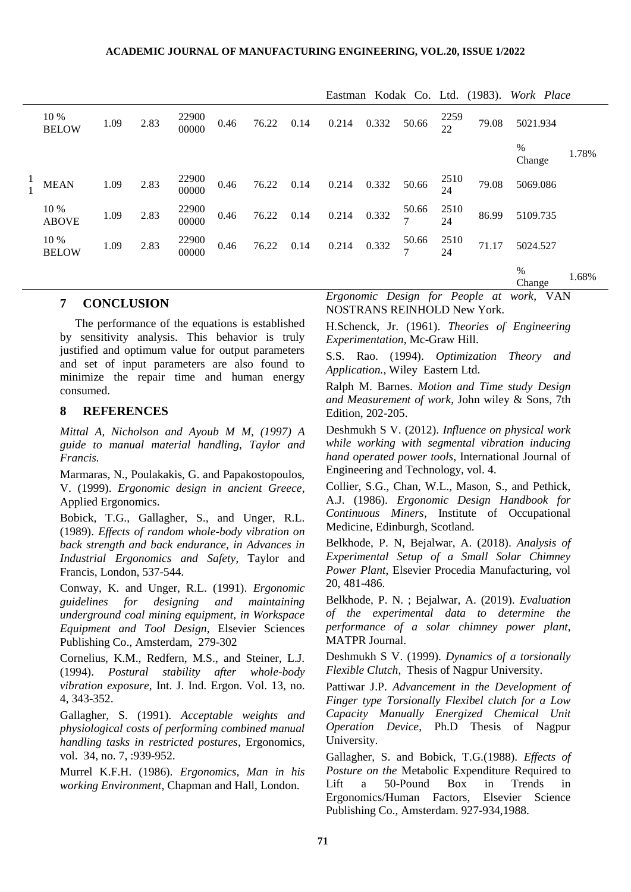| | | | | | | | | | | | | | | |
|---|---|---|---|---|---|---|---|---|---|---|---|---|---|---|
| | 10 % BELOW | 1.09 | 2.83 | 2290000000 | 0.46 | 76.22 | 0.14 | 0.214 | 0.332 | 50.66 | 225922 | 79.08 | 5021.934 | |
| | | | | | | | | | | | | | % Change | 1.78% |
| 11 | MEAN | 1.09 | 2.83 | 2290000000 | 0.46 | 76.22 | 0.14 | 0.214 | 0.332 | 50.66 | 251024 | 79.08 | 5069.086 | |
| | 10 % ABOVE | 1.09 | 2.83 | 2290000000 | 0.46 | 76.22 | 0.14 | 0.214 | 0.332 | 50.667 | 251024 | 86.99 | 5109.735 | |
| | 10 % BELOW | 1.09 | 2.83 | 2290000000 | 0.46 | 76.22 | 0.14 | 0.214 | 0.332 | 50.667 | 251024 | 71.17 | 5024.527 | |
| | | | | | | | | | | | | | % Change | 1.68% |

## 7 CONCLUSION

The performance of the equations is established by sensitivity analysis. This behavior is truly justified and optimum value for output parameters and set of input parameters are also found to minimize the repair time and human energy consumed.

## 8 REFERENCES

*Mittal A, Nicholson and Ayoub M M, (1997) A guide to manual material handling, Taylor and Francis.*

Marmaras, N., Poulakakis, G. and Papakostopoulos, V. (1999). *Ergonomic design in ancient Greece*, Applied Ergonomics.

Bobick, T.G., Gallagher, S., and Unger, R.L. (1989). *Effects of random whole-body vibration on back strength and back endurance, in Advances in Industrial Ergonomics and Safety*, Taylor and Francis, London, 537-544.

Conway, K. and Unger, R.L. (1991). *Ergonomic guidelines for designing and maintaining underground coal mining equipment, in Workspace Equipment and Tool Design*, Elsevier Sciences Publishing Co., Amsterdam, 279-302

Cornelius, K.M., Redfern, M.S., and Steiner, L.J. (1994). *Postural stability after whole-body vibration exposure*, Int. J. Ind. Ergon. Vol. 13, no. 4, 343-352.

Gallagher, S. (1991). *Acceptable weights and physiological costs of performing combined manual handling tasks in restricted postures*, Ergonomics, vol. 34, no. 7, :939-952.

Murrel K.F.H. (1986). *Ergonomics, Man in his working Environment*, Chapman and Hall, London.

Eastman Kodak Co. Ltd. (1983). *Work Place Ergonomic Design for People at work*, VAN NOSTRANS REINHOLD New York.

H.Schenck, Jr. (1961). *Theories of Engineering Experimentation*, Mc-Graw Hill.

S.S. Rao. (1994). *Optimization Theory and Application.*, Wiley Eastern Ltd.

Ralph M. Barnes. *Motion and Time study Design and Measurement of work*, John wiley & Sons, 7th Edition, 202-205.

Deshmukh S V. (2012). *Influence on physical work while working with segmental vibration inducing hand operated power tools*, International Journal of Engineering and Technology, vol. 4.

Collier, S.G., Chan, W.L., Mason, S., and Pethick, A.J. (1986). *Ergonomic Design Handbook for Continuous Miners*, Institute of Occupational Medicine, Edinburgh, Scotland.

Belkhode, P. N, Bejalwar, A. (2018). *Analysis of Experimental Setup of a Small Solar Chimney Power Plant*, Elsevier Procedia Manufacturing, vol 20, 481-486.

Belkhode, P. N. ; Bejalwar, A. (2019). *Evaluation of the experimental data to determine the performance of a solar chimney power plant*, MATPR Journal.

Deshmukh S V. (1999). *Dynamics of a torsionally Flexible Clutch*, Thesis of Nagpur University.

Pattiwar J.P. *Advancement in the Development of Finger type Torsionally Flexibel clutch for a Low Capacity Manually Energized Chemical Unit Operation Device*, Ph.D Thesis of Nagpur University.

Gallagher, S. and Bobick, T.G.(1988). *Effects of Posture on the* Metabolic Expenditure Required to Lift a 50-Pound Box in Trends in Ergonomics/Human Factors, Elsevier Science Publishing Co., Amsterdam. 927-934,1988.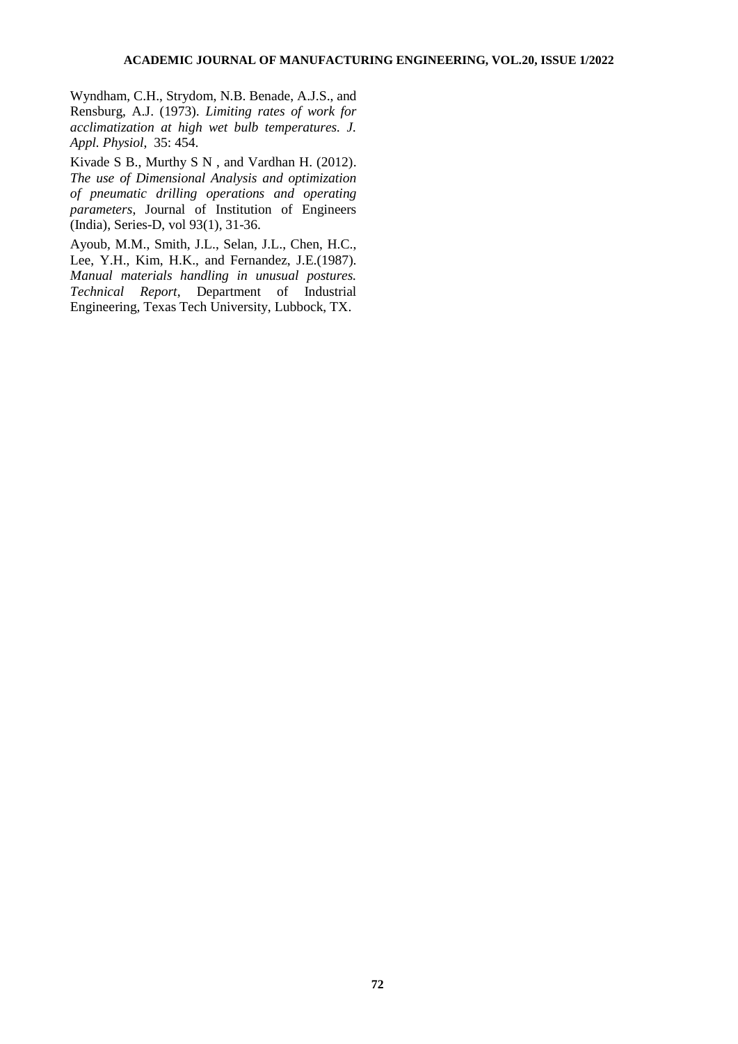Wyndham, C.H., Strydom, N.B. Benade, A.J.S., and Rensburg, A.J. (1973). *Limiting rates of work for acclimatization at high wet bulb temperatures. J. Appl. Physiol*, 35: 454.

Kivade S B., Murthy S N , and Vardhan H. (2012). *The use of Dimensional Analysis and optimization of pneumatic drilling operations and operating parameters*, Journal of Institution of Engineers (India), Series-D, vol 93(1), 31-36.

Ayoub, M.M., Smith, J.L., Selan, J.L., Chen, H.C., Lee, Y.H., Kim, H.K., and Fernandez, J.E.(1987). *Manual materials handling in unusual postures. Technical Report*, Department of Industrial Engineering, Texas Tech University, Lubbock, TX.